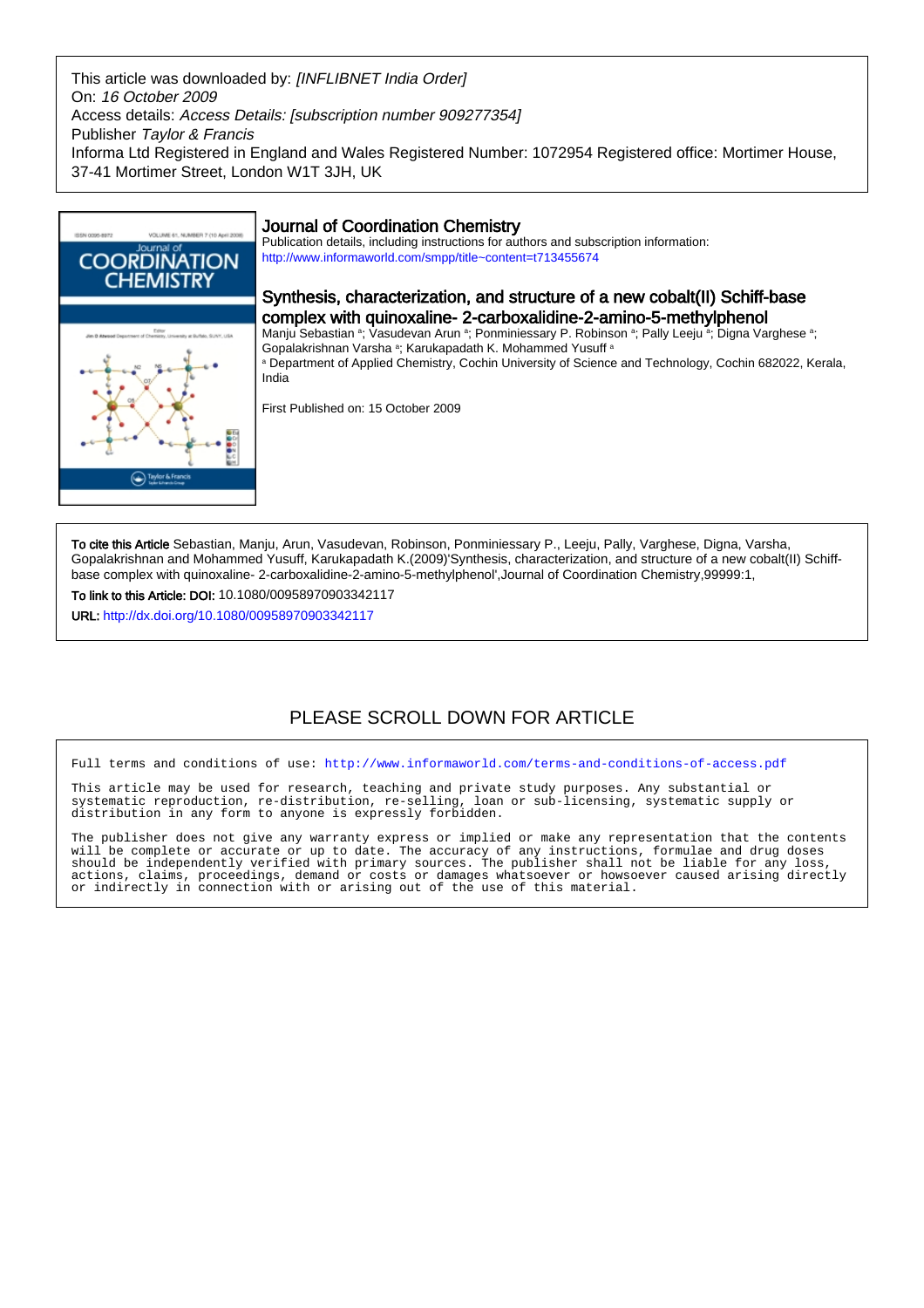This article was downloaded by: *[INFLIBNET India Order]*
On: *16 October 2009*
Access details: *Access Details: [subscription number 909277354]*
Publisher *Taylor & Francis*
Informa Ltd Registered in England and Wales Registered Number: 1072954 Registered office: Mortimer House, 37-41 Mortimer Street, London W1T 3JH, UK

## Journal of Coordination Chemistry

Publication details, including instructions for authors and subscription information:
http://www.informaworld.com/smpp/title~content=t713455674

# Synthesis, characterization, and structure of a new cobalt(II) Schiff-base complex with quinoxaline- 2-carboxalidine-2-amino-5-methylphenol

Manju Sebastian [a]; Vasudevan Arun [a]; Ponminiessary P. Robinson [a]; Pally Leeju [a]; Digna Varghese [a]; Gopalakrishnan Varsha [a]; Karukapadath K. Mohammed Yusuff [a]

[a] Department of Applied Chemistry, Cochin University of Science and Technology, Cochin 682022, Kerala, India

First Published on: 15 October 2009

**To cite this Article** Sebastian, Manju, Arun, Vasudevan, Robinson, Ponminiessary P., Leeju, Pally, Varghese, Digna, Varsha, Gopalakrishnan and Mohammed Yusuff, Karukapadath K.(2009)'Synthesis, characterization, and structure of a new cobalt(II) Schiff-base complex with quinoxaline- 2-carboxalidine-2-amino-5-methylphenol',Journal of Coordination Chemistry,99999:1,

**To link to this Article: DOI:** 10.1080/00958970903342117

**URL:** http://dx.doi.org/10.1080/00958970903342117

PLEASE SCROLL DOWN FOR ARTICLE

Full terms and conditions of use: http://www.informaworld.com/terms-and-conditions-of-access.pdf

This article may be used for research, teaching and private study purposes. Any substantial or systematic reproduction, re-distribution, re-selling, loan or sub-licensing, systematic supply or distribution in any form to anyone is expressly forbidden.

The publisher does not give any warranty express or implied or make any representation that the contents will be complete or accurate or up to date. The accuracy of any instructions, formulae and drug doses should be independently verified with primary sources. The publisher shall not be liable for any loss, actions, claims, proceedings, demand or costs or damages whatsoever or howsoever caused arising directly or indirectly in connection with or arising out of the use of this material.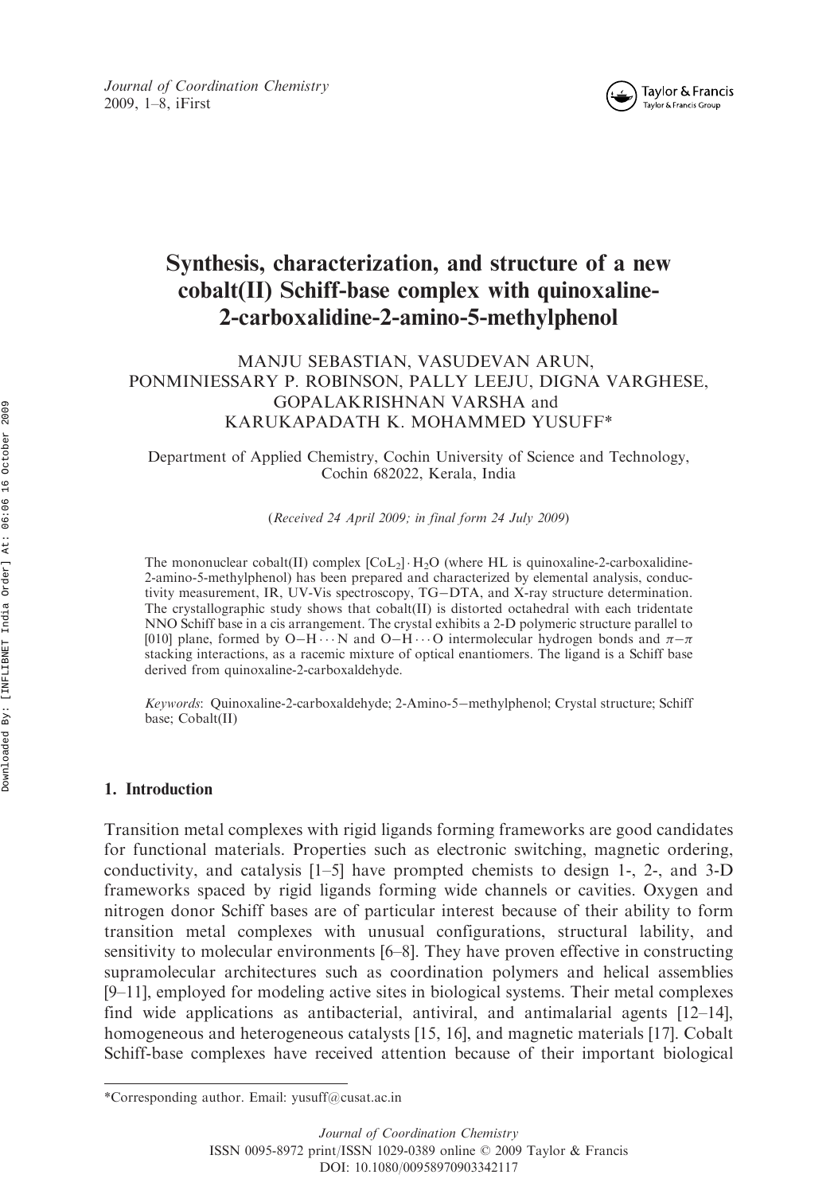# Synthesis, characterization, and structure of a new cobalt(II) Schiff-base complex with quinoxaline-2-carboxalidine-2-amino-5-methylphenol

MANJU SEBASTIAN, VASUDEVAN ARUN, PONMINIESSARY P. ROBINSON, PALLY LEEJU, DIGNA VARGHESE, GOPALAKRISHNAN VARSHA and KARUKAPADATH K. MOHAMMED YUSUFF*

Department of Applied Chemistry, Cochin University of Science and Technology, Cochin 682022, Kerala, India

(*Received 24 April 2009; in final form 24 July 2009*)

The mononuclear cobalt(II) complex $[CoL_2] \cdot H_2O$ (where HL is quinoxaline-2-carboxalidine-2-amino-5-methylphenol) has been prepared and characterized by elemental analysis, conductivity measurement, IR, UV-Vis spectroscopy, TG–DTA, and X-ray structure determination. The crystallographic study shows that cobalt(II) is distorted octahedral with each tridentate NNO Schiff base in a cis arrangement. The crystal exhibits a 2-D polymeric structure parallel to [010] plane, formed by O–H⋯N and O–H⋯O intermolecular hydrogen bonds and $\pi$–$\pi$ stacking interactions, as a racemic mixture of optical enantiomers. The ligand is a Schiff base derived from quinoxaline-2-carboxaldehyde.

*Keywords*: Quinoxaline-2-carboxaldehyde; 2-Amino-5–methylphenol; Crystal structure; Schiff base; Cobalt(II)

## 1. Introduction

Transition metal complexes with rigid ligands forming frameworks are good candidates for functional materials. Properties such as electronic switching, magnetic ordering, conductivity, and catalysis [1–5] have prompted chemists to design 1-, 2-, and 3-D frameworks spaced by rigid ligands forming wide channels or cavities. Oxygen and nitrogen donor Schiff bases are of particular interest because of their ability to form transition metal complexes with unusual configurations, structural lability, and sensitivity to molecular environments [6–8]. They have proven effective in constructing supramolecular architectures such as coordination polymers and helical assemblies [9–11], employed for modeling active sites in biological systems. Their metal complexes find wide applications as antibacterial, antiviral, and antimalarial agents [12–14], homogeneous and heterogeneous catalysts [15, 16], and magnetic materials [17]. Cobalt Schiff-base complexes have received attention because of their important biological

*Corresponding author. Email: yusuff@cusat.ac.in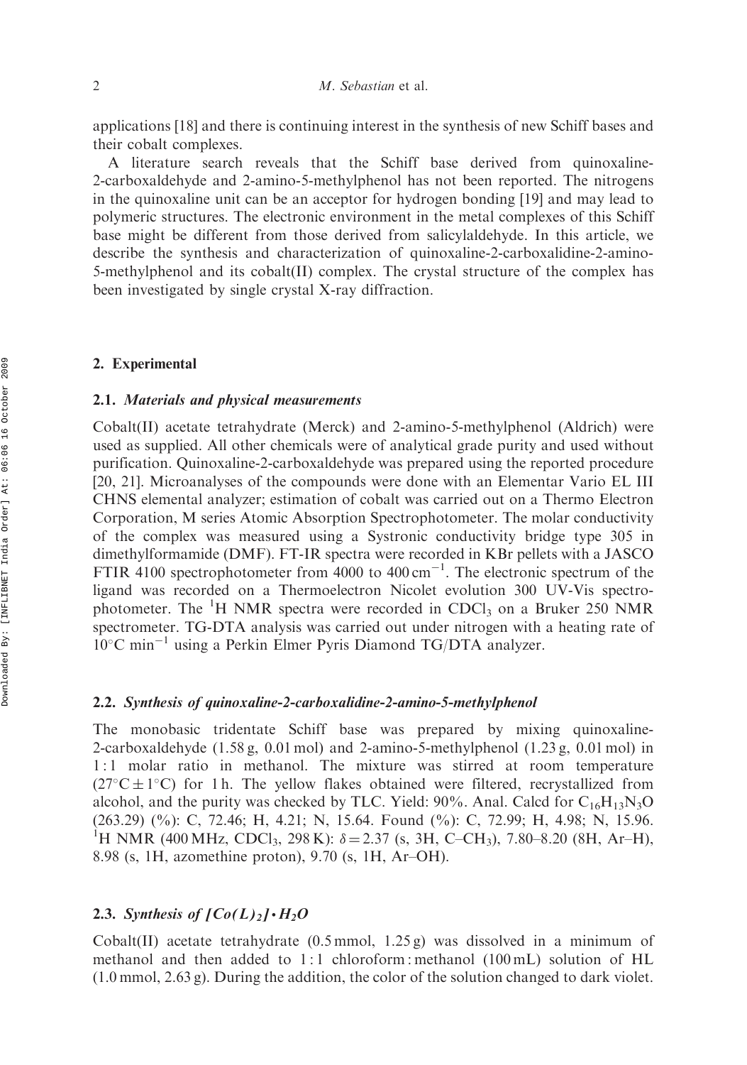applications [18] and there is continuing interest in the synthesis of new Schiff bases and their cobalt complexes.

A literature search reveals that the Schiff base derived from quinoxaline-2-carboxaldehyde and 2-amino-5-methylphenol has not been reported. The nitrogens in the quinoxaline unit can be an acceptor for hydrogen bonding [19] and may lead to polymeric structures. The electronic environment in the metal complexes of this Schiff base might be different from those derived from salicylaldehyde. In this article, we describe the synthesis and characterization of quinoxaline-2-carboxalidine-2-amino-5-methylphenol and its cobalt(II) complex. The crystal structure of the complex has been investigated by single crystal X-ray diffraction.

## 2. Experimental

### 2.1. *Materials and physical measurements*

Cobalt(II) acetate tetrahydrate (Merck) and 2-amino-5-methylphenol (Aldrich) were used as supplied. All other chemicals were of analytical grade purity and used without purification. Quinoxaline-2-carboxaldehyde was prepared using the reported procedure [20, 21]. Microanalyses of the compounds were done with an Elementar Vario EL III CHNS elemental analyzer; estimation of cobalt was carried out on a Thermo Electron Corporation, M series Atomic Absorption Spectrophotometer. The molar conductivity of the complex was measured using a Systronic conductivity bridge type 305 in dimethylformamide (DMF). FT-IR spectra were recorded in KBr pellets with a JASCO FTIR 4100 spectrophotometer from 4000 to 400 $cm^{-1}$. The electronic spectrum of the ligand was recorded on a Thermoelectron Nicolet evolution 300 UV-Vis spectrophotometer. The $^{1}H$ NMR spectra were recorded in $CDCl_3$ on a Bruker 250 NMR spectrometer. TG-DTA analysis was carried out under nitrogen with a heating rate of $10^{\circ}C\ min^{-1}$ using a Perkin Elmer Pyris Diamond TG/DTA analyzer.

### 2.2. *Synthesis of quinoxaline-2-carboxalidine-2-amino-5-methylphenol*

The monobasic tridentate Schiff base was prepared by mixing quinoxaline-2-carboxaldehyde (1.58 g, 0.01 mol) and 2-amino-5-methylphenol (1.23 g, 0.01 mol) in 1 : 1 molar ratio in methanol. The mixture was stirred at room temperature ($27^{\circ}C \pm 1^{\circ}C$) for 1 h. The yellow flakes obtained were filtered, recrystallized from alcohol, and the purity was checked by TLC. Yield: 90%. Anal. Calcd for $C_{16}H_{13}N_3O$ (263.29) (%): C, 72.46; H, 4.21; N, 15.64. Found (%): C, 72.99; H, 4.98; N, 15.96. $^{1}H$ NMR (400 MHz, $CDCl_3$, 298 K): $\delta = 2.37$ (s, 3H, C–$CH_3$), 7.80–8.20 (8H, Ar–H), 8.98 (s, 1H, azomethine proton), 9.70 (s, 1H, Ar–OH).

### 2.3. *Synthesis of $[Co(L)_2]\cdot H_2O$*

Cobalt(II) acetate tetrahydrate (0.5 mmol, 1.25 g) was dissolved in a minimum of methanol and then added to 1 : 1 chloroform : methanol (100 mL) solution of HL (1.0 mmol, 2.63 g). During the addition, the color of the solution changed to dark violet.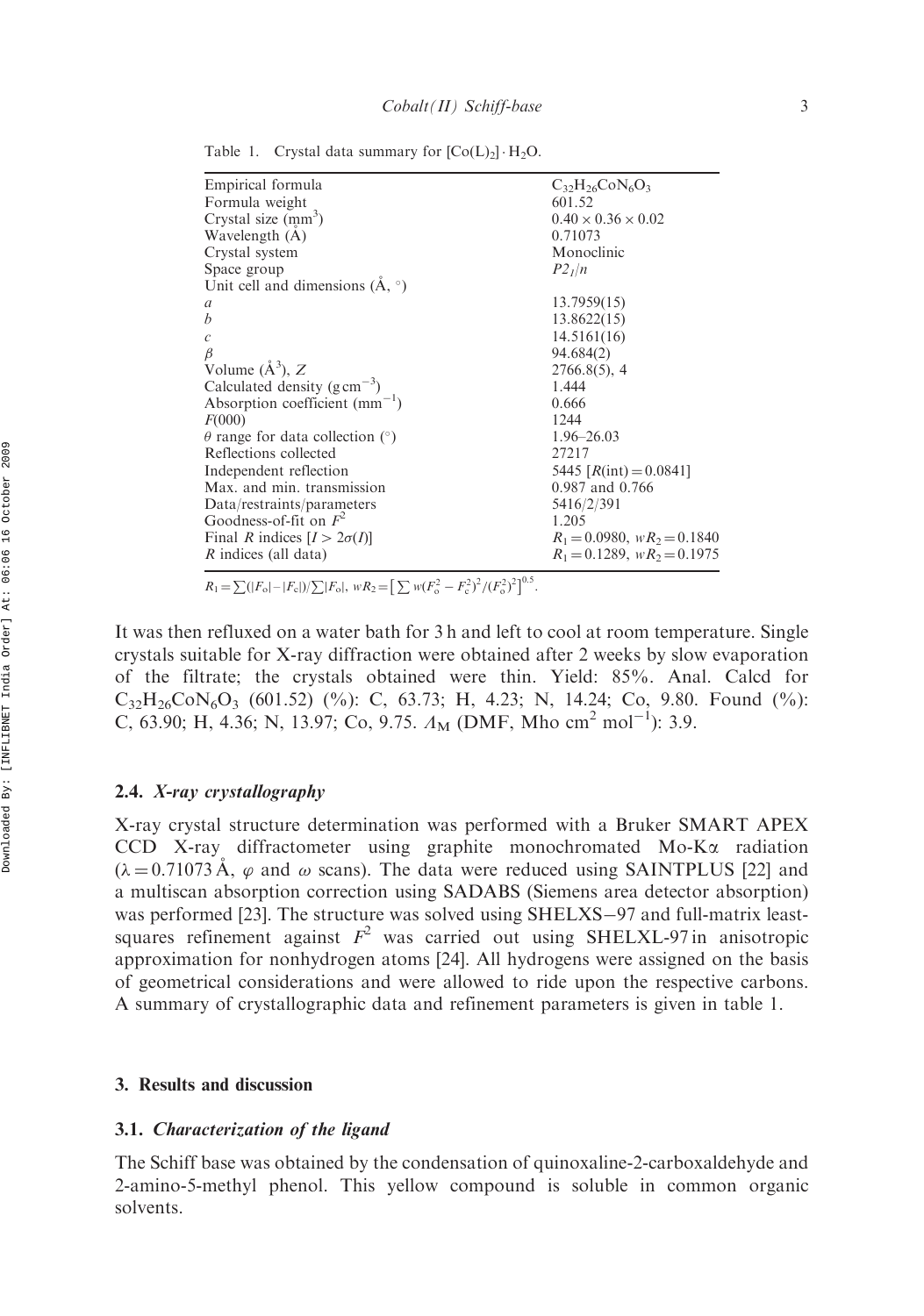Table 1. Crystal data summary for $[Co(L)_2] \cdot H_2O$.

| | |
|---|---|
| Empirical formula | $C_{32}H_{26}CoN_6O_3$ |
| Formula weight | 601.52 |
| Crystal size (mm$^3$) | $0.40 \times 0.36 \times 0.02$ |
| Wavelength (Å) | 0.71073 |
| Crystal system | Monoclinic |
| Space group | $P2_1/n$ |
| Unit cell and dimensions (Å, °) | |
| $a$ | 13.7959(15) |
| $b$ | 13.8622(15) |
| $c$ | 14.5161(16) |
| $\beta$ | 94.684(2) |
| Volume (Å$^3$), $Z$ | 2766.8(5), 4 |
| Calculated density (g cm$^{-3}$) | 1.444 |
| Absorption coefficient (mm$^{-1}$) | 0.666 |
| $F(000)$ | 1244 |
| $\theta$ range for data collection (°) | 1.96–26.03 |
| Reflections collected | 27217 |
| Independent reflection | 5445 [$R$(int) = 0.0841] |
| Max. and min. transmission | 0.987 and 0.766 |
| Data/restraints/parameters | 5416/2/391 |
| Goodness-of-fit on $F^2$ | 1.205 |
| Final $R$ indices [$I > 2\sigma(I)$] | $R_1 = 0.0980$, $wR_2 = 0.1840$ |
| $R$ indices (all data) | $R_1 = 0.1289$, $wR_2 = 0.1975$ |

$R_1 = \sum(|F_o| - |F_c|)/\sum|F_o|$, $wR_2 = \left[\sum w(F_o^2 - F_c^2)^2/(F_o^2)^2\right]^{0.5}$.

It was then refluxed on a water bath for 3 h and left to cool at room temperature. Single crystals suitable for X-ray diffraction were obtained after 2 weeks by slow evaporation of the filtrate; the crystals obtained were thin. Yield: 85%. Anal. Calcd for $C_{32}H_{26}CoN_6O_3$ (601.52) (%): C, 63.73; H, 4.23; N, 14.24; Co, 9.80. Found (%): C, 63.90; H, 4.36; N, 13.97; Co, 9.75. $\Lambda_M$ (DMF, Mho cm$^2$ mol$^{-1}$): 3.9.

### 2.4. *X-ray crystallography*

X-ray crystal structure determination was performed with a Bruker SMART APEX CCD X-ray diffractometer using graphite monochromated Mo-K$\alpha$ radiation ($\lambda = 0.71073$ Å, $\varphi$ and $\omega$ scans). The data were reduced using SAINTPLUS [22] and a multiscan absorption correction using SADABS (Siemens area detector absorption) was performed [23]. The structure was solved using SHELXS−97 and full-matrix least-squares refinement against $F^2$ was carried out using SHELXL-97 in anisotropic approximation for nonhydrogen atoms [24]. All hydrogens were assigned on the basis of geometrical considerations and were allowed to ride upon the respective carbons. A summary of crystallographic data and refinement parameters is given in table 1.

## 3. Results and discussion

### 3.1. *Characterization of the ligand*

The Schiff base was obtained by the condensation of quinoxaline-2-carboxaldehyde and 2-amino-5-methyl phenol. This yellow compound is soluble in common organic solvents.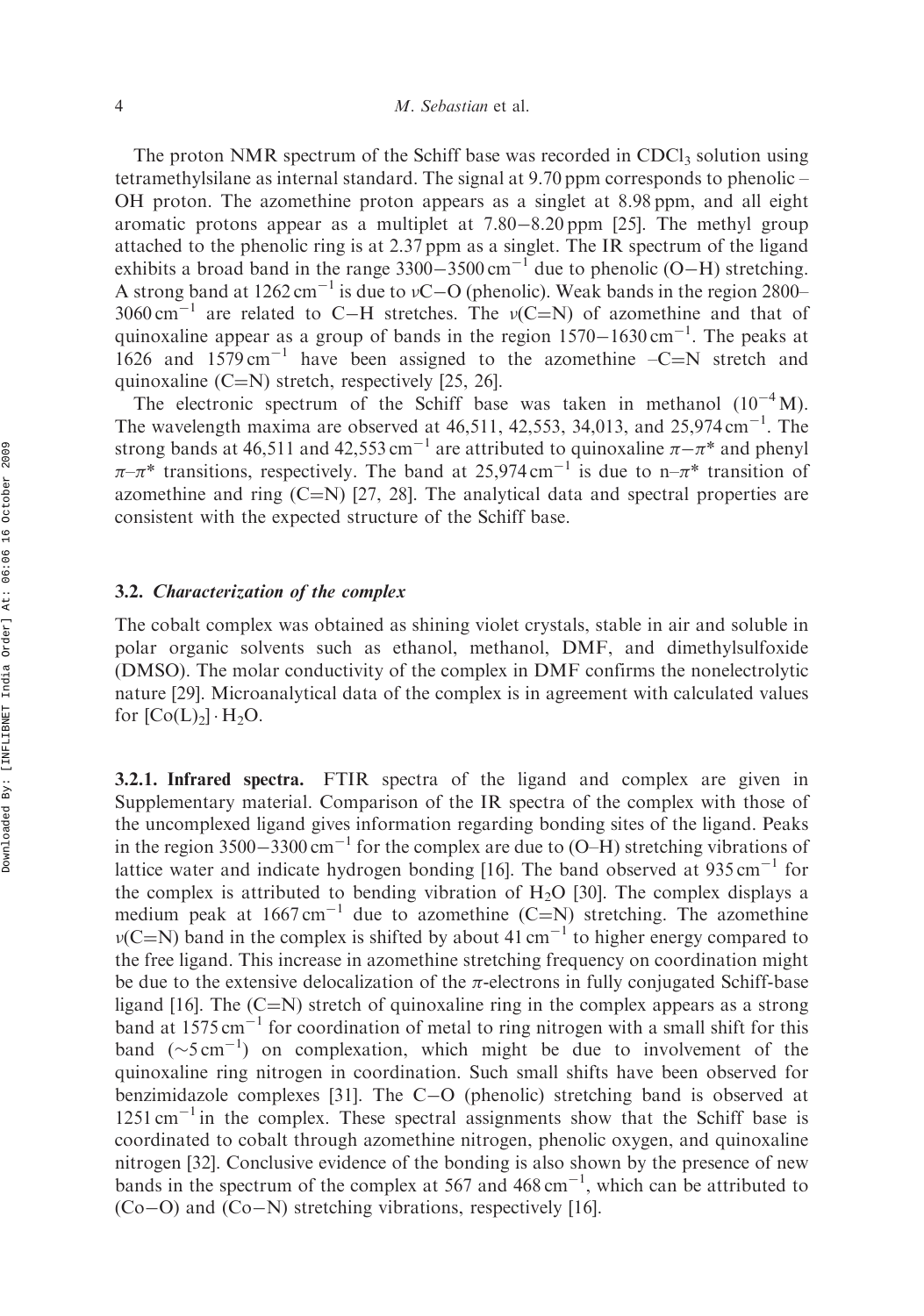The proton NMR spectrum of the Schiff base was recorded in $CDCl_3$ solution using tetramethylsilane as internal standard. The signal at 9.70 ppm corresponds to phenolic – OH proton. The azomethine proton appears as a singlet at 8.98 ppm, and all eight aromatic protons appear as a multiplet at 7.80−8.20 ppm [25]. The methyl group attached to the phenolic ring is at 2.37 ppm as a singlet. The IR spectrum of the ligand exhibits a broad band in the range 3300−3500 $cm^{-1}$ due to phenolic (O−H) stretching. A strong band at 1262 $cm^{-1}$ is due to $\nu$C−O (phenolic). Weak bands in the region 2800–3060 $cm^{-1}$ are related to C−H stretches. The $\nu$(C=N) of azomethine and that of quinoxaline appear as a group of bands in the region 1570−1630 $cm^{-1}$. The peaks at 1626 and 1579 $cm^{-1}$ have been assigned to the azomethine –C=N stretch and quinoxaline (C=N) stretch, respectively [25, 26].

The electronic spectrum of the Schiff base was taken in methanol ($10^{-4}$ M). The wavelength maxima are observed at 46,511, 42,553, 34,013, and 25,974 $cm^{-1}$. The strong bands at 46,511 and 42,553 $cm^{-1}$ are attributed to quinoxaline $\pi$–$\pi$* and phenyl $\pi$–$\pi$* transitions, respectively. The band at 25,974 $cm^{-1}$ is due to n–$\pi$* transition of azomethine and ring (C=N) [27, 28]. The analytical data and spectral properties are consistent with the expected structure of the Schiff base.

### 3.2. *Characterization of the complex*

The cobalt complex was obtained as shining violet crystals, stable in air and soluble in polar organic solvents such as ethanol, methanol, DMF, and dimethylsulfoxide (DMSO). The molar conductivity of the complex in DMF confirms the nonelectrolytic nature [29]. Microanalytical data of the complex is in agreement with calculated values for $[Co(L)_2] \cdot H_2O$.

**3.2.1. Infrared spectra.** FTIR spectra of the ligand and complex are given in Supplementary material. Comparison of the IR spectra of the complex with those of the uncomplexed ligand gives information regarding bonding sites of the ligand. Peaks in the region 3500−3300 $cm^{-1}$ for the complex are due to (O–H) stretching vibrations of lattice water and indicate hydrogen bonding [16]. The band observed at 935 $cm^{-1}$ for the complex is attributed to bending vibration of $H_2O$ [30]. The complex displays a medium peak at 1667 $cm^{-1}$ due to azomethine (C=N) stretching. The azomethine $\nu$(C=N) band in the complex is shifted by about 41 $cm^{-1}$ to higher energy compared to the free ligand. This increase in azomethine stretching frequency on coordination might be due to the extensive delocalization of the $\pi$-electrons in fully conjugated Schiff-base ligand [16]. The (C=N) stretch of quinoxaline ring in the complex appears as a strong band at 1575 $cm^{-1}$ for coordination of metal to ring nitrogen with a small shift for this band (~5 $cm^{-1}$) on complexation, which might be due to involvement of the quinoxaline ring nitrogen in coordination. Such small shifts have been observed for benzimidazole complexes [31]. The C−O (phenolic) stretching band is observed at 1251 $cm^{-1}$ in the complex. These spectral assignments show that the Schiff base is coordinated to cobalt through azomethine nitrogen, phenolic oxygen, and quinoxaline nitrogen [32]. Conclusive evidence of the bonding is also shown by the presence of new bands in the spectrum of the complex at 567 and 468 $cm^{-1}$, which can be attributed to (Co−O) and (Co−N) stretching vibrations, respectively [16].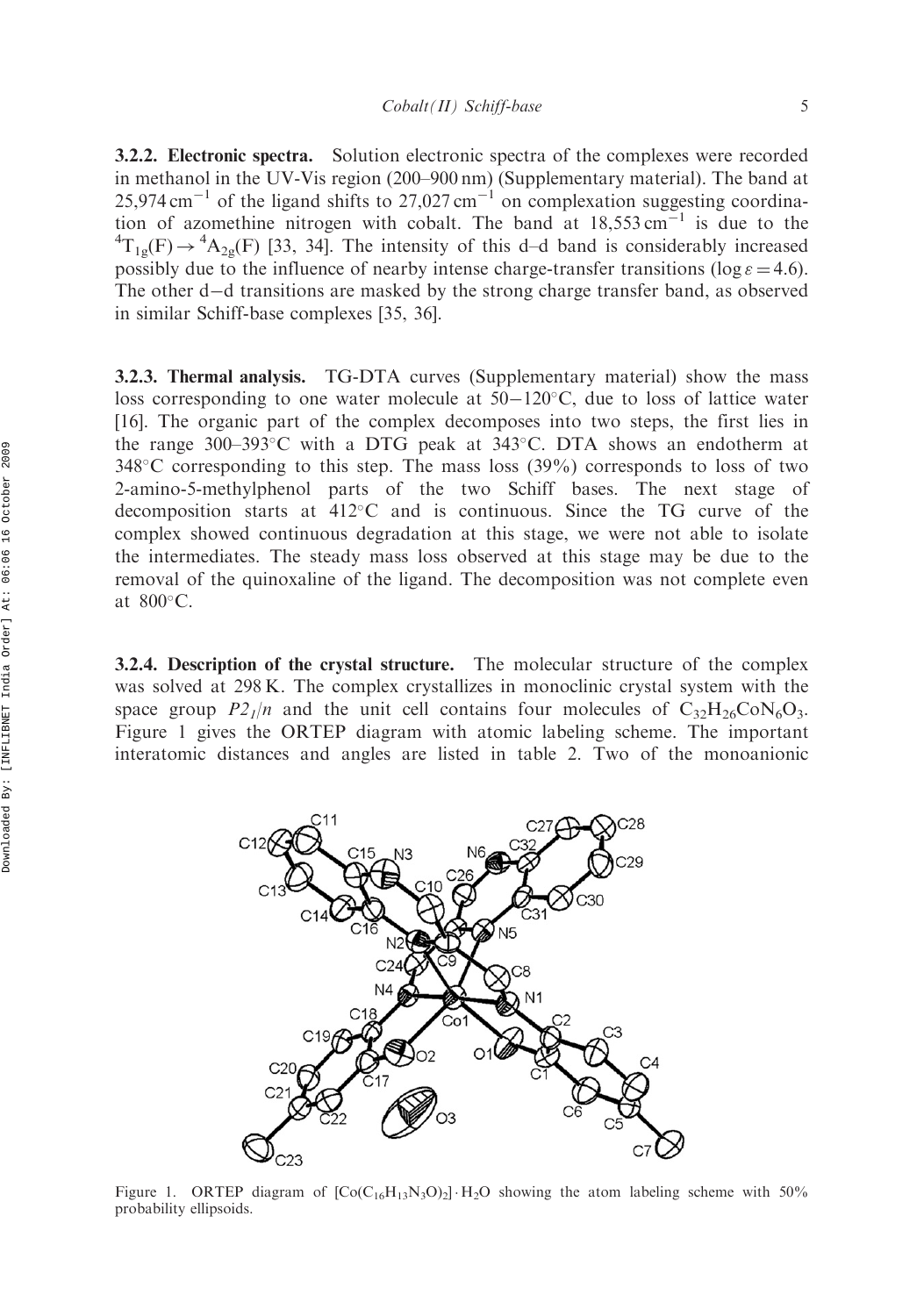**3.2.2. Electronic spectra.** Solution electronic spectra of the complexes were recorded in methanol in the UV-Vis region (200–900 nm) (Supplementary material). The band at $25,974\,cm^{-1}$ of the ligand shifts to $27,027\,cm^{-1}$ on complexation suggesting coordination of azomethine nitrogen with cobalt. The band at $18,553\,cm^{-1}$ is due to the $^4T_{1g}(F) \rightarrow {}^4A_{2g}(F)$ [33, 34]. The intensity of this d–d band is considerably increased possibly due to the influence of nearby intense charge-transfer transitions ($\log \varepsilon = 4.6$). The other d−d transitions are masked by the strong charge transfer band, as observed in similar Schiff-base complexes [35, 36].

**3.2.3. Thermal analysis.** TG-DTA curves (Supplementary material) show the mass loss corresponding to one water molecule at 50−120°C, due to loss of lattice water [16]. The organic part of the complex decomposes into two steps, the first lies in the range 300–393°C with a DTG peak at 343°C. DTA shows an endotherm at 348°C corresponding to this step. The mass loss (39%) corresponds to loss of two 2-amino-5-methylphenol parts of the two Schiff bases. The next stage of decomposition starts at 412°C and is continuous. Since the TG curve of the complex showed continuous degradation at this stage, we were not able to isolate the intermediates. The steady mass loss observed at this stage may be due to the removal of the quinoxaline of the ligand. The decomposition was not complete even at 800°C.

**3.2.4. Description of the crystal structure.** The molecular structure of the complex was solved at 298 K. The complex crystallizes in monoclinic crystal system with the space group $P2_1/n$ and the unit cell contains four molecules of $C_{32}H_{26}CoN_6O_3$. Figure 1 gives the ORTEP diagram with atomic labeling scheme. The important interatomic distances and angles are listed in table 2. Two of the monoanionic

Figure 1. ORTEP diagram of $[Co(C_{16}H_{13}N_3O)_2]\cdot H_2O$ showing the atom labeling scheme with 50% probability ellipsoids.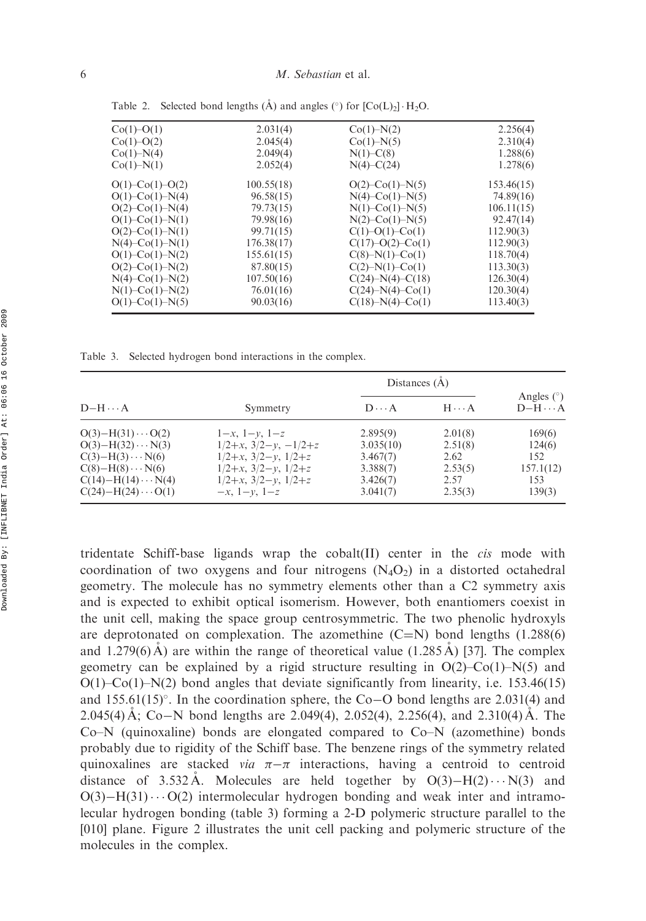Table 2. Selected bond lengths (Å) and angles (°) for $[Co(L)_2] \cdot H_2O$.

| | | | |
|---|---|---|---|
| Co(1)–O(1) | 2.031(4) | Co(1)–N(2) | 2.256(4) |
| Co(1)–O(2) | 2.045(4) | Co(1)–N(5) | 2.310(4) |
| Co(1)–N(4) | 2.049(4) | N(1)–C(8) | 1.288(6) |
| Co(1)–N(1) | 2.052(4) | N(4)–C(24) | 1.278(6) |
| O(1)–Co(1)–O(2) | 100.55(18) | O(2)–Co(1)–N(5) | 153.46(15) |
| O(1)–Co(1)–N(4) | 96.58(15) | N(4)–Co(1)–N(5) | 74.89(16) |
| O(2)–Co(1)–N(4) | 79.73(15) | N(1)–Co(1)–N(5) | 106.11(15) |
| O(1)–Co(1)–N(1) | 79.98(16) | N(2)–Co(1)–N(5) | 92.47(14) |
| O(2)–Co(1)–N(1) | 99.71(15) | C(1)–O(1)–Co(1) | 112.90(3) |
| N(4)–Co(1)–N(1) | 176.38(17) | C(17)–O(2)–Co(1) | 112.90(3) |
| O(1)–Co(1)–N(2) | 155.61(15) | C(8)–N(1)–Co(1) | 118.70(4) |
| O(2)–Co(1)–N(2) | 87.80(15) | C(2)–N(1)–Co(1) | 113.30(3) |
| N(4)–Co(1)–N(2) | 107.50(16) | C(24)–N(4)–C(18) | 126.30(4) |
| N(1)–Co(1)–N(2) | 76.01(16) | C(24)–N(4)–Co(1) | 120.30(4) |
| O(1)–Co(1)–N(5) | 90.03(16) | C(18)–N(4)–Co(1) | 113.40(3) |

Table 3. Selected hydrogen bond interactions in the complex.

| D–H···A | Symmetry | Distances (Å) D···A | H···A | Angles (°) D–H···A |
|---|---|---|---|---|
| O(3)–H(31)···O(2) | $1-x, 1-y, 1-z$ | 2.895(9) | 2.01(8) | 169(6) |
| O(3)–H(32)···N(3) | $1/2+x, 3/2-y, -1/2+z$ | 3.035(10) | 2.51(8) | 124(6) |
| C(3)–H(3)···N(6) | $1/2+x, 3/2-y, 1/2+z$ | 3.467(7) | 2.62 | 152 |
| C(8)–H(8)···N(6) | $1/2+x, 3/2-y, 1/2+z$ | 3.388(7) | 2.53(5) | 157.1(12) |
| C(14)–H(14)···N(4) | $1/2+x, 3/2-y, 1/2+z$ | 3.426(7) | 2.57 | 153 |
| C(24)–H(24)···O(1) | $-x, 1-y, 1-z$ | 3.041(7) | 2.35(3) | 139(3) |

tridentate Schiff-base ligands wrap the cobalt(II) center in the *cis* mode with coordination of two oxygens and four nitrogens ($N_4O_2$) in a distorted octahedral geometry. The molecule has no symmetry elements other than a C2 symmetry axis and is expected to exhibit optical isomerism. However, both enantiomers coexist in the unit cell, making the space group centrosymmetric. The two phenolic hydroxyls are deprotonated on complexation. The azomethine (C=N) bond lengths (1.288(6) and 1.279(6) Å) are within the range of theoretical value (1.285 Å) [37]. The complex geometry can be explained by a rigid structure resulting in O(2)–Co(1)–N(5) and O(1)–Co(1)–N(2) bond angles that deviate significantly from linearity, i.e. 153.46(15) and 155.61(15)°. In the coordination sphere, the Co–O bond lengths are 2.031(4) and 2.045(4) Å; Co–N bond lengths are 2.049(4), 2.052(4), 2.256(4), and 2.310(4) Å. The Co–N (quinoxaline) bonds are elongated compared to Co–N (azomethine) bonds probably due to rigidity of the Schiff base. The benzene rings of the symmetry related quinoxalines are stacked *via* $\pi-\pi$ interactions, having a centroid to centroid distance of 3.532 Å. Molecules are held together by O(3)–H(2)···N(3) and O(3)–H(31)···O(2) intermolecular hydrogen bonding and weak inter and intramolecular hydrogen bonding (table 3) forming a 2-D polymeric structure parallel to the [010] plane. Figure 2 illustrates the unit cell packing and polymeric structure of the molecules in the complex.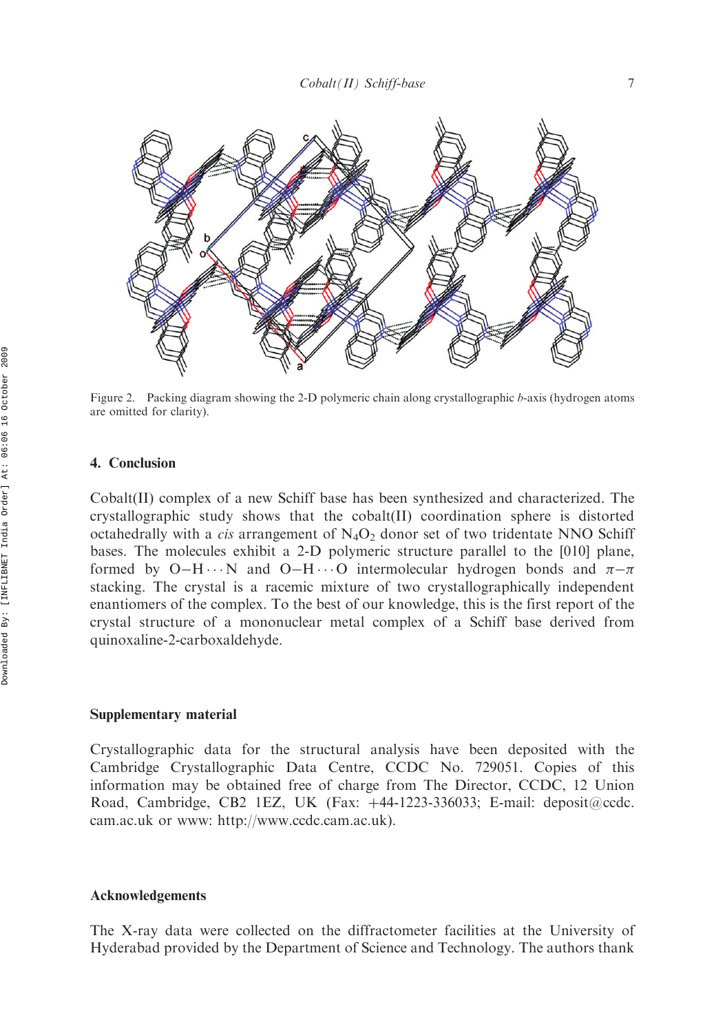Figure 2. Packing diagram showing the 2-D polymeric chain along crystallographic *b*-axis (hydrogen atoms are omitted for clarity).

## 4. Conclusion

Cobalt(II) complex of a new Schiff base has been synthesized and characterized. The crystallographic study shows that the cobalt(II) coordination sphere is distorted octahedrally with a *cis* arrangement of $N_4O_2$ donor set of two tridentate NNO Schiff bases. The molecules exhibit a 2-D polymeric structure parallel to the [010] plane, formed by O–H···N and O–H···O intermolecular hydrogen bonds and $\pi$–$\pi$ stacking. The crystal is a racemic mixture of two crystallographically independent enantiomers of the complex. To the best of our knowledge, this is the first report of the crystal structure of a mononuclear metal complex of a Schiff base derived from quinoxaline-2-carboxaldehyde.

## Supplementary material

Crystallographic data for the structural analysis have been deposited with the Cambridge Crystallographic Data Centre, CCDC No. 729051. Copies of this information may be obtained free of charge from The Director, CCDC, 12 Union Road, Cambridge, CB2 1EZ, UK (Fax: +44-1223-336033; E-mail: deposit@ccdc.cam.ac.uk or www: http://www.ccdc.cam.ac.uk).

## Acknowledgements

The X-ray data were collected on the diffractometer facilities at the University of Hyderabad provided by the Department of Science and Technology. The authors thank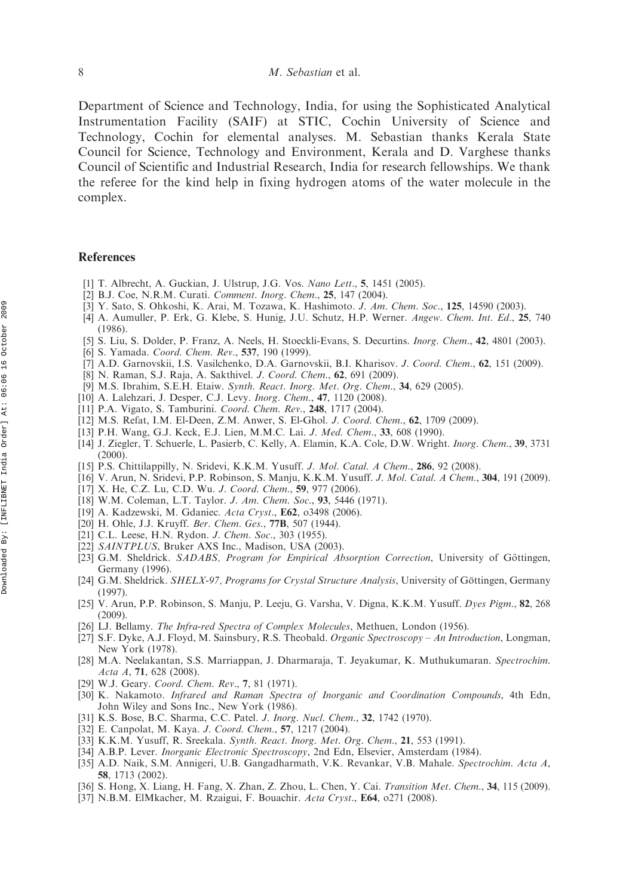Department of Science and Technology, India, for using the Sophisticated Analytical Instrumentation Facility (SAIF) at STIC, Cochin University of Science and Technology, Cochin for elemental analyses. M. Sebastian thanks Kerala State Council for Science, Technology and Environment, Kerala and D. Varghese thanks Council of Scientific and Industrial Research, India for research fellowships. We thank the referee for the kind help in fixing hydrogen atoms of the water molecule in the complex.

## References

[1] T. Albrecht, A. Guckian, J. Ulstrup, J.G. Vos. *Nano Lett.*, **5**, 1451 (2005).
[2] B.J. Coe, N.R.M. Curati. *Comment. Inorg. Chem.*, **25**, 147 (2004).
[3] Y. Sato, S. Ohkoshi, K. Arai, M. Tozawa, K. Hashimoto. *J. Am. Chem. Soc.*, **125**, 14590 (2003).
[4] A. Aumuller, P. Erk, G. Klebe, S. Hunig, J.U. Schutz, H.P. Werner. *Angew. Chem. Int. Ed.*, **25**, 740 (1986).
[5] S. Liu, S. Dolder, P. Franz, A. Neels, H. Stoeckli-Evans, S. Decurtins. *Inorg. Chem.*, **42**, 4801 (2003).
[6] S. Yamada. *Coord. Chem. Rev.*, **537**, 190 (1999).
[7] A.D. Garnovskii, I.S. Vasilchenko, D.A. Garnovskii, B.I. Kharisov. *J. Coord. Chem.*, **62**, 151 (2009).
[8] N. Raman, S.J. Raja, A. Sakthivel. *J. Coord. Chem.*, **62**, 691 (2009).
[9] M.S. Ibrahim, S.E.H. Etaiw. *Synth. React. Inorg. Met. Org. Chem.*, **34**, 629 (2005).
[10] A. Lalehzari, J. Desper, C.J. Levy. *Inorg. Chem.*, **47**, 1120 (2008).
[11] P.A. Vigato, S. Tamburini. *Coord. Chem. Rev.*, **248**, 1717 (2004).
[12] M.S. Refat, I.M. El-Deen, Z.M. Anwer, S. El-Ghol. *J. Coord. Chem.*, **62**, 1709 (2009).
[13] P.H. Wang, G.J. Keck, E.J. Lien, M.M.C. Lai. *J. Med. Chem.*, **33**, 608 (1990).
[14] J. Ziegler, T. Schuerle, L. Pasierb, C. Kelly, A. Elamin, K.A. Cole, D.W. Wright. *Inorg. Chem.*, **39**, 3731 (2000).
[15] P.S. Chittilappilly, N. Sridevi, K.K.M. Yusuff. *J. Mol. Catal. A Chem.*, **286**, 92 (2008).
[16] V. Arun, N. Sridevi, P.P. Robinson, S. Manju, K.K.M. Yusuff. *J. Mol. Catal. A Chem.*, **304**, 191 (2009).
[17] X. He, C.Z. Lu, C.D. Wu. *J. Coord. Chem.*, **59**, 977 (2006).
[18] W.M. Coleman, L.T. Taylor. *J. Am. Chem. Soc.*, **93**, 5446 (1971).
[19] A. Kadzewski, M. Gdaniec. *Acta Cryst.*, **E62**, o3498 (2006).
[20] H. Ohle, J.J. Kruyff. *Ber. Chem. Ges.*, **77B**, 507 (1944).
[21] C.L. Leese, H.N. Rydon. *J. Chem. Soc.*, 303 (1955).
[22] *SAINTPLUS*, Bruker AXS Inc., Madison, USA (2003).
[23] G.M. Sheldrick. *SADABS, Program for Empirical Absorption Correction*, University of Göttingen, Germany (1996).
[24] G.M. Sheldrick. *SHELX-97, Programs for Crystal Structure Analysis*, University of Göttingen, Germany (1997).
[25] V. Arun, P.P. Robinson, S. Manju, P. Leeju, G. Varsha, V. Digna, K.K.M. Yusuff. *Dyes Pigm.*, **82**, 268 (2009).
[26] LJ. Bellamy. *The Infra-red Spectra of Complex Molecules*, Methuen, London (1956).
[27] S.F. Dyke, A.J. Floyd, M. Sainsbury, R.S. Theobald. *Organic Spectroscopy – An Introduction*, Longman, New York (1978).
[28] M.A. Neelakantan, S.S. Marriappan, J. Dharmaraja, T. Jeyakumar, K. Muthukumaran. *Spectrochim. Acta A*, **71**, 628 (2008).
[29] W.J. Geary. *Coord. Chem. Rev.*, **7**, 81 (1971).
[30] K. Nakamoto. *Infrared and Raman Spectra of Inorganic and Coordination Compounds*, 4th Edn, John Wiley and Sons Inc., New York (1986).
[31] K.S. Bose, B.C. Sharma, C.C. Patel. *J. Inorg. Nucl. Chem.*, **32**, 1742 (1970).
[32] E. Canpolat, M. Kaya. *J. Coord. Chem.*, **57**, 1217 (2004).
[33] K.K.M. Yusuff, R. Sreekala. *Synth. React. Inorg. Met. Org. Chem.*, **21**, 553 (1991).
[34] A.B.P. Lever. *Inorganic Electronic Spectroscopy*, 2nd Edn, Elsevier, Amsterdam (1984).
[35] A.D. Naik, S.M. Annigeri, U.B. Gangadharmath, V.K. Revankar, V.B. Mahale. *Spectrochim. Acta A*, **58**, 1713 (2002).
[36] S. Hong, X. Liang, H. Fang, X. Zhan, Z. Zhou, L. Chen, Y. Cai. *Transition Met. Chem.*, **34**, 115 (2009).
[37] N.B.M. ElMkacher, M. Rzaigui, F. Bouachir. *Acta Cryst.*, **E64**, o271 (2008).